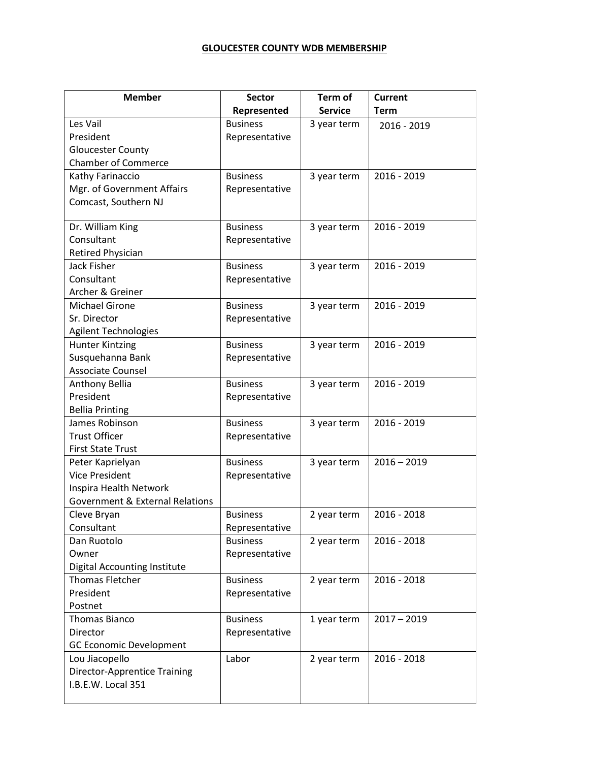**GLOUCESTER COUNTY WDB MEMBERSHIP**

| Member | Sector Represented | Term of Service | Current Term |
|---|---|---|---|
| Les Vail<br>President<br>Gloucester County<br>Chamber of Commerce | Business Representative | 3 year term | 2016 - 2019 |
| Kathy Farinaccio<br>Mgr. of Government Affairs<br>Comcast, Southern NJ | Business Representative | 3 year term | 2016 - 2019 |
| Dr. William King<br>Consultant<br>Retired Physician | Business Representative | 3 year term | 2016 - 2019 |
| Jack Fisher<br>Consultant<br>Archer & Greiner | Business Representative | 3 year term | 2016 - 2019 |
| Michael Girone<br>Sr. Director<br>Agilent Technologies | Business Representative | 3 year term | 2016 - 2019 |
| Hunter Kintzing<br>Susquehanna Bank<br>Associate Counsel | Business Representative | 3 year term | 2016 - 2019 |
| Anthony Bellia<br>President<br>Bellia Printing | Business Representative | 3 year term | 2016 - 2019 |
| James Robinson<br>Trust Officer<br>First State Trust | Business Representative | 3 year term | 2016 - 2019 |
| Peter Kaprielyan<br>Vice President<br>Inspira Health Network<br>Government & External Relations | Business Representative | 3 year term | 2016 – 2019 |
| Cleve Bryan<br>Consultant | Business Representative | 2 year term | 2016 - 2018 |
| Dan Ruotolo<br>Owner<br>Digital Accounting Institute | Business Representative | 2 year term | 2016 - 2018 |
| Thomas Fletcher<br>President<br>Postnet | Business Representative | 2 year term | 2016 - 2018 |
| Thomas Bianco<br>Director<br>GC Economic Development | Business Representative | 1 year term | 2017 – 2019 |
| Lou Jiacopello<br>Director-Apprentice Training<br>I.B.E.W. Local 351 | Labor | 2 year term | 2016 - 2018 |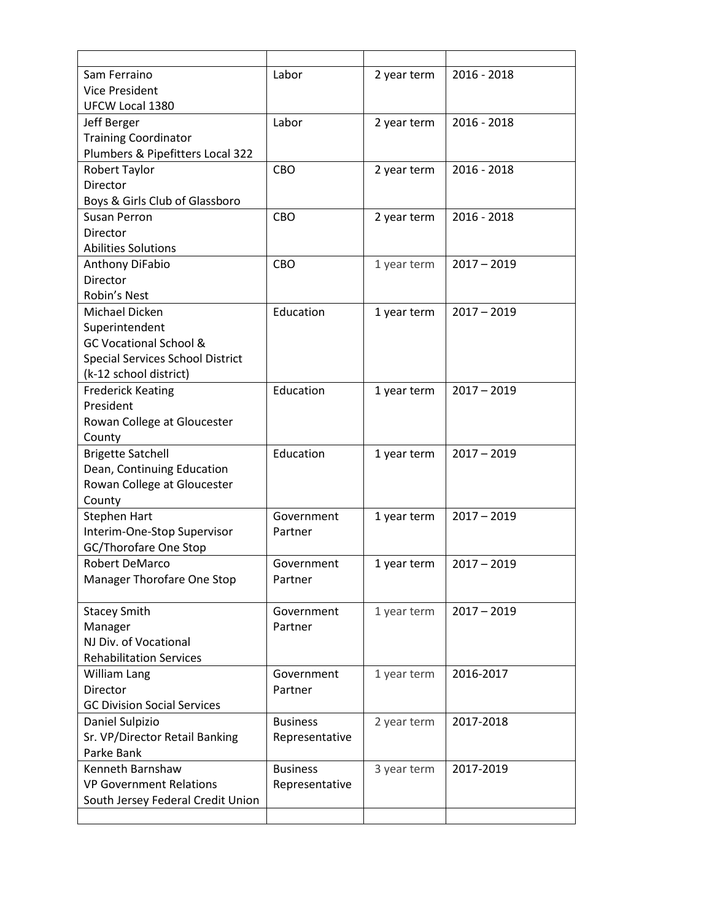| | | | |
|---|---|---|---|
| Sam Ferraino<br>Vice President<br>UFCW Local 1380 | Labor | 2 year term | 2016 - 2018 |
| Jeff Berger<br>Training Coordinator<br>Plumbers & Pipefitters Local 322 | Labor | 2 year term | 2016 - 2018 |
| Robert Taylor<br>Director<br>Boys & Girls Club of Glassboro | CBO | 2 year term | 2016 - 2018 |
| Susan Perron<br>Director<br>Abilities Solutions | CBO | 2 year term | 2016 - 2018 |
| Anthony DiFabio<br>Director<br>Robin's Nest | CBO | 1 year term | 2017 – 2019 |
| Michael Dicken<br>Superintendent<br>GC Vocational School &<br>Special Services School District<br>(k-12 school district) | Education | 1 year term | 2017 – 2019 |
| Frederick Keating<br>President<br>Rowan College at Gloucester County | Education | 1 year term | 2017 – 2019 |
| Brigette Satchell<br>Dean, Continuing Education<br>Rowan College at Gloucester County | Education | 1 year term | 2017 – 2019 |
| Stephen Hart<br>Interim-One-Stop Supervisor<br>GC/Thorofare One Stop | Government Partner | 1 year term | 2017 – 2019 |
| Robert DeMarco<br>Manager Thorofare One Stop | Government Partner | 1 year term | 2017 – 2019 |
| Stacey Smith<br>Manager<br>NJ Div. of Vocational<br>Rehabilitation Services | Government Partner | 1 year term | 2017 – 2019 |
| William Lang<br>Director<br>GC Division Social Services | Government Partner | 1 year term | 2016-2017 |
| Daniel Sulpizio<br>Sr. VP/Director Retail Banking<br>Parke Bank | Business Representative | 2 year term | 2017-2018 |
| Kenneth Barnshaw<br>VP Government Relations<br>South Jersey Federal Credit Union | Business Representative | 3 year term | 2017-2019 |
| | | | |